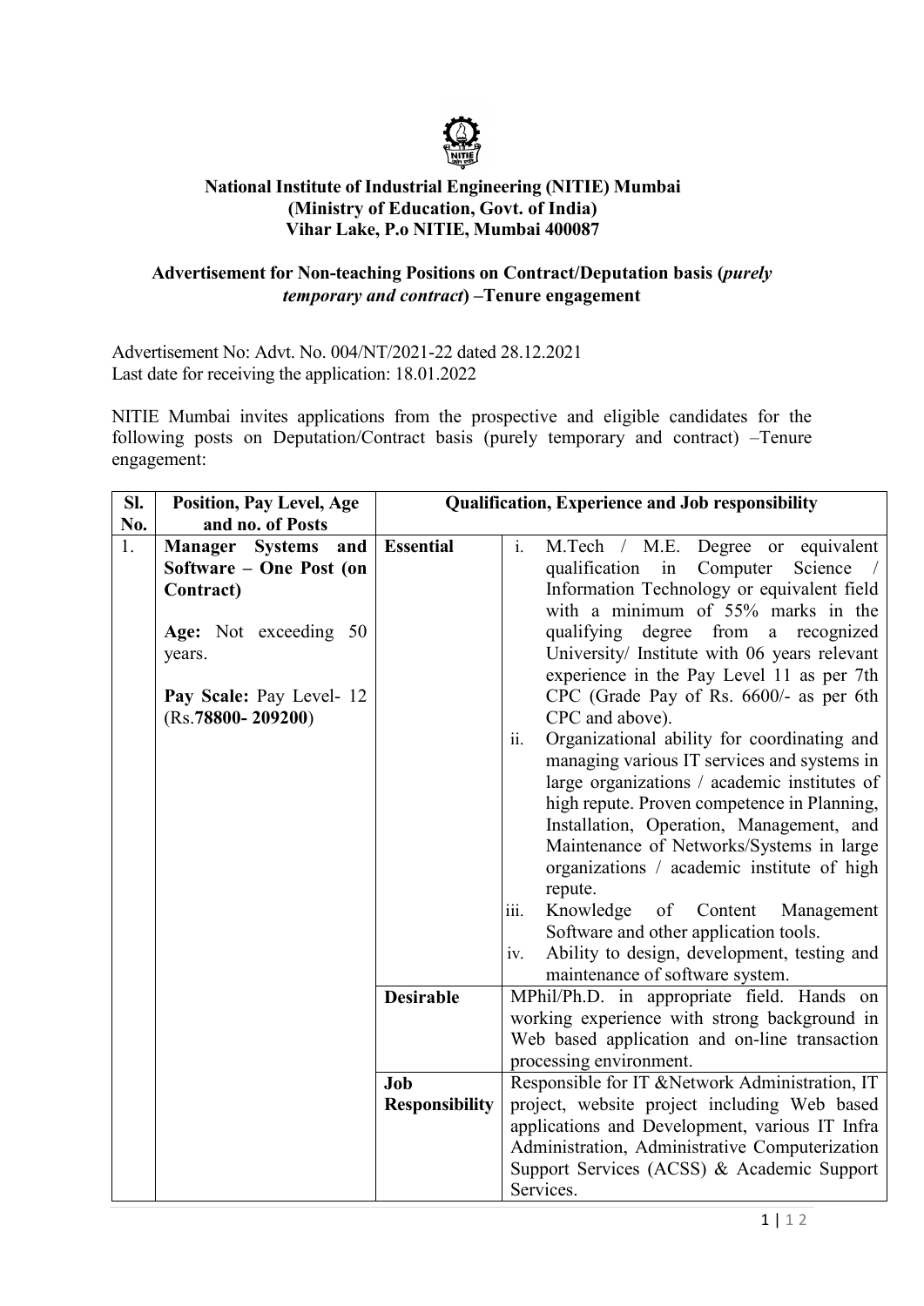**National Institute of Industrial Engineering (NITIE) Mumbai**
**(Ministry of Education, Govt. of India)**
**Vihar Lake, P.o NITIE, Mumbai 400087**

**Advertisement for Non-teaching Positions on Contract/Deputation basis (*purely temporary and contract*) –Tenure engagement**

Advertisement No: Advt. No. 004/NT/2021-22 dated 28.12.2021
Last date for receiving the application: 18.01.2022

NITIE Mumbai invites applications from the prospective and eligible candidates for the following posts on Deputation/Contract basis (purely temporary and contract) –Tenure engagement:

| Sl. No. | Position, Pay Level, Age and no. of Posts | Qualification, Experience and Job responsibility | |
|---|---|---|---|
| 1. | **Manager Systems and Software – One Post (on Contract)**<br><br>**Age:** Not exceeding 50 years.<br><br>**Pay Scale:** Pay Level- 12 (Rs.**78800- 209200**) | **Essential** | i. M.Tech / M.E. Degree or equivalent qualification in Computer Science / Information Technology or equivalent field with a minimum of 55% marks in the qualifying degree from a recognized University/ Institute with 06 years relevant experience in the Pay Level 11 as per 7th CPC (Grade Pay of Rs. 6600/- as per 6th CPC and above).<br>ii. Organizational ability for coordinating and managing various IT services and systems in large organizations / academic institutes of high repute. Proven competence in Planning, Installation, Operation, Management, and Maintenance of Networks/Systems in large organizations / academic institute of high repute.<br>iii. Knowledge of Content Management Software and other application tools.<br>iv. Ability to design, development, testing and maintenance of software system. |
| | | **Desirable** | MPhil/Ph.D. in appropriate field. Hands on working experience with strong background in Web based application and on-line transaction processing environment. |
| | | **Job Responsibility** | Responsible for IT &Network Administration, IT project, website project including Web based applications and Development, various IT Infra Administration, Administrative Computerization Support Services (ACSS) & Academic Support Services. |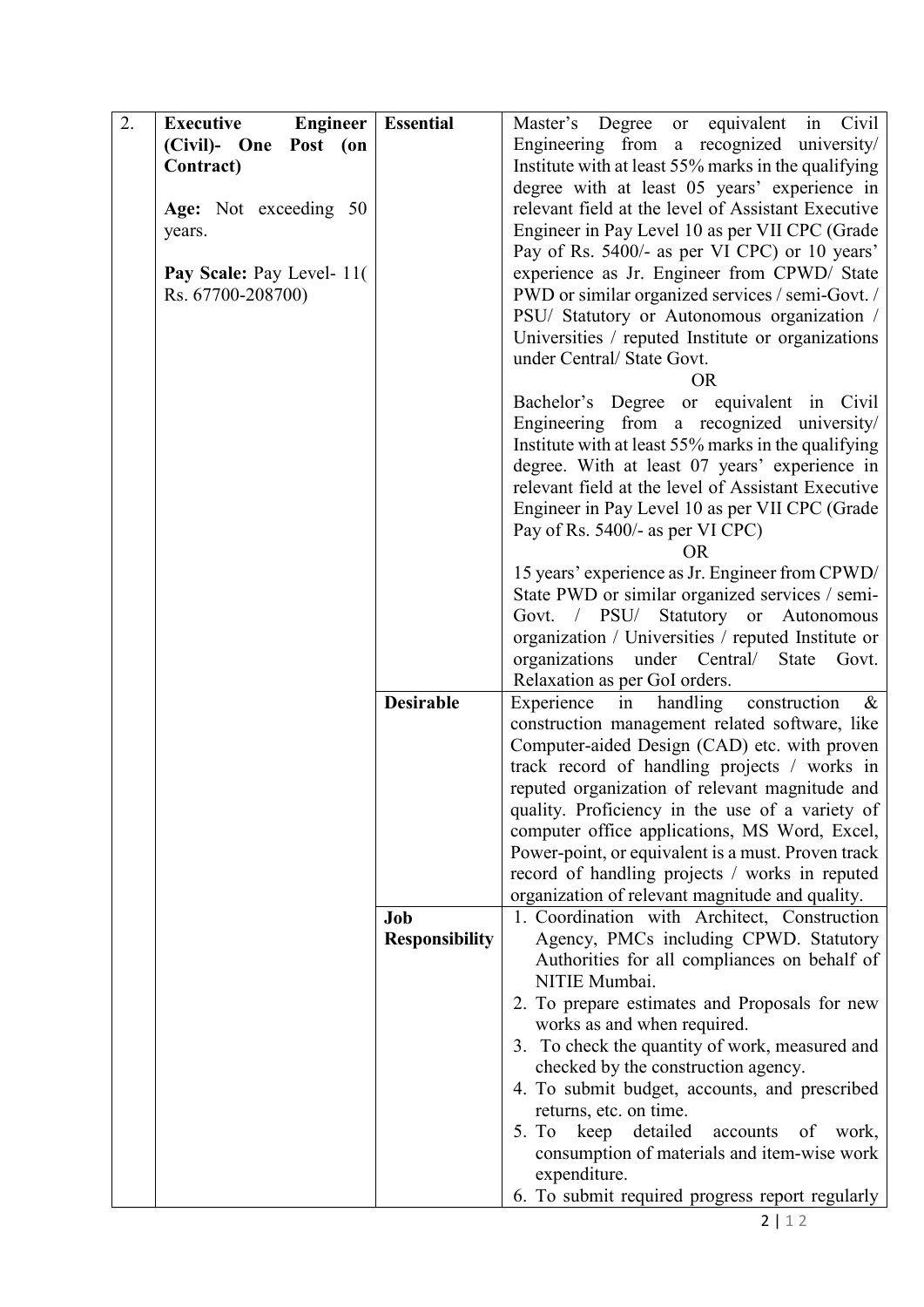| 2. | **Executive Engineer (Civil)- One Post (on Contract)**<br><br>**Age:** Not exceeding 50 years.<br><br>**Pay Scale:** Pay Level- 11( Rs. 67700-208700) | **Essential** | Master's Degree or equivalent in Civil Engineering from a recognized university/ Institute with at least 55% marks in the qualifying degree with at least 05 years' experience in relevant field at the level of Assistant Executive Engineer in Pay Level 10 as per VII CPC (Grade Pay of Rs. 5400/- as per VI CPC) or 10 years' experience as Jr. Engineer from CPWD/ State PWD or similar organized services / semi-Govt. / PSU/ Statutory or Autonomous organization / Universities / reputed Institute or organizations under Central/ State Govt.<br>OR<br>Bachelor's Degree or equivalent in Civil Engineering from a recognized university/ Institute with at least 55% marks in the qualifying degree. With at least 07 years' experience in relevant field at the level of Assistant Executive Engineer in Pay Level 10 as per VII CPC (Grade Pay of Rs. 5400/- as per VI CPC)<br>OR<br>15 years' experience as Jr. Engineer from CPWD/ State PWD or similar organized services / semi-Govt. / PSU/ Statutory or Autonomous organization / Universities / reputed Institute or organizations under Central/ State Govt. Relaxation as per GoI orders. |
|---|---|---|---|
| | | **Desirable** | Experience in handling construction & construction management related software, like Computer-aided Design (CAD) etc. with proven track record of handling projects / works in reputed organization of relevant magnitude and quality. Proficiency in the use of a variety of computer office applications, MS Word, Excel, Power-point, or equivalent is a must. Proven track record of handling projects / works in reputed organization of relevant magnitude and quality. |
| | | **Job Responsibility** | 1. Coordination with Architect, Construction Agency, PMCs including CPWD. Statutory Authorities for all compliances on behalf of NITIE Mumbai.<br>2. To prepare estimates and Proposals for new works as and when required.<br>3. To check the quantity of work, measured and checked by the construction agency.<br>4. To submit budget, accounts, and prescribed returns, etc. on time.<br>5. To keep detailed accounts of work, consumption of materials and item-wise work expenditure.<br>6. To submit required progress report regularly |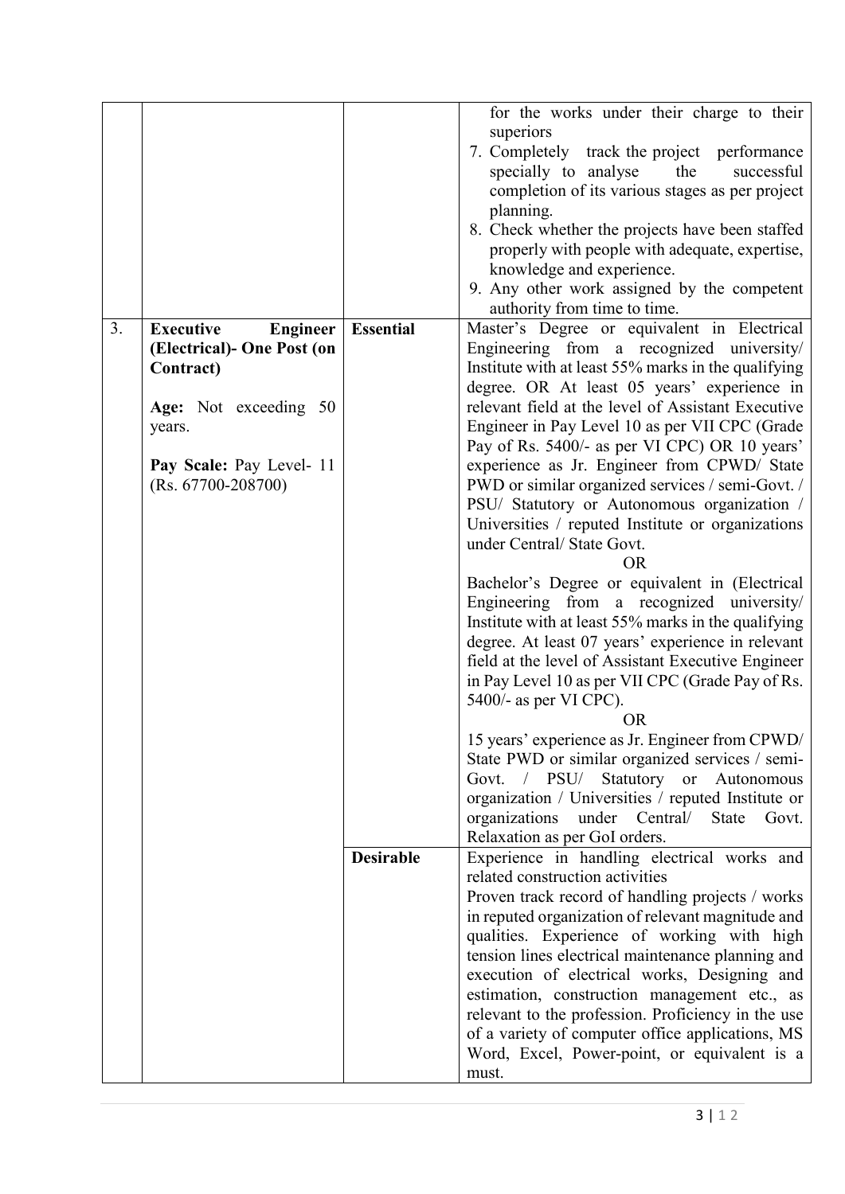| | | | |
|---|---|---|---|
| | | | for the works under their charge to their superiors<br>7. Completely track the project performance specially to analyse the successful completion of its various stages as per project planning.<br>8. Check whether the projects have been staffed properly with people with adequate, expertise, knowledge and experience.<br>9. Any other work assigned by the competent authority from time to time. |
| 3. | **Executive Engineer (Electrical)- One Post (on Contract)**<br><br>**Age:** Not exceeding 50 years.<br><br>**Pay Scale:** Pay Level- 11 (Rs. 67700-208700) | **Essential** | Master's Degree or equivalent in Electrical Engineering from a recognized university/ Institute with at least 55% marks in the qualifying degree. OR At least 05 years' experience in relevant field at the level of Assistant Executive Engineer in Pay Level 10 as per VII CPC (Grade Pay of Rs. 5400/- as per VI CPC) OR 10 years' experience as Jr. Engineer from CPWD/ State PWD or similar organized services / semi-Govt. / PSU/ Statutory or Autonomous organization / Universities / reputed Institute or organizations under Central/ State Govt.<br>OR<br>Bachelor's Degree or equivalent in (Electrical Engineering from a recognized university/ Institute with at least 55% marks in the qualifying degree. At least 07 years' experience in relevant field at the level of Assistant Executive Engineer in Pay Level 10 as per VII CPC (Grade Pay of Rs. 5400/- as per VI CPC).<br>OR<br>15 years' experience as Jr. Engineer from CPWD/ State PWD or similar organized services / semi-Govt. / PSU/ Statutory or Autonomous organization / Universities / reputed Institute or organizations under Central/ State Govt. Relaxation as per GoI orders. |
| | | **Desirable** | Experience in handling electrical works and related construction activities<br>Proven track record of handling projects / works in reputed organization of relevant magnitude and qualities. Experience of working with high tension lines electrical maintenance planning and execution of electrical works, Designing and estimation, construction management etc., as relevant to the profession. Proficiency in the use of a variety of computer office applications, MS Word, Excel, Power-point, or equivalent is a must. |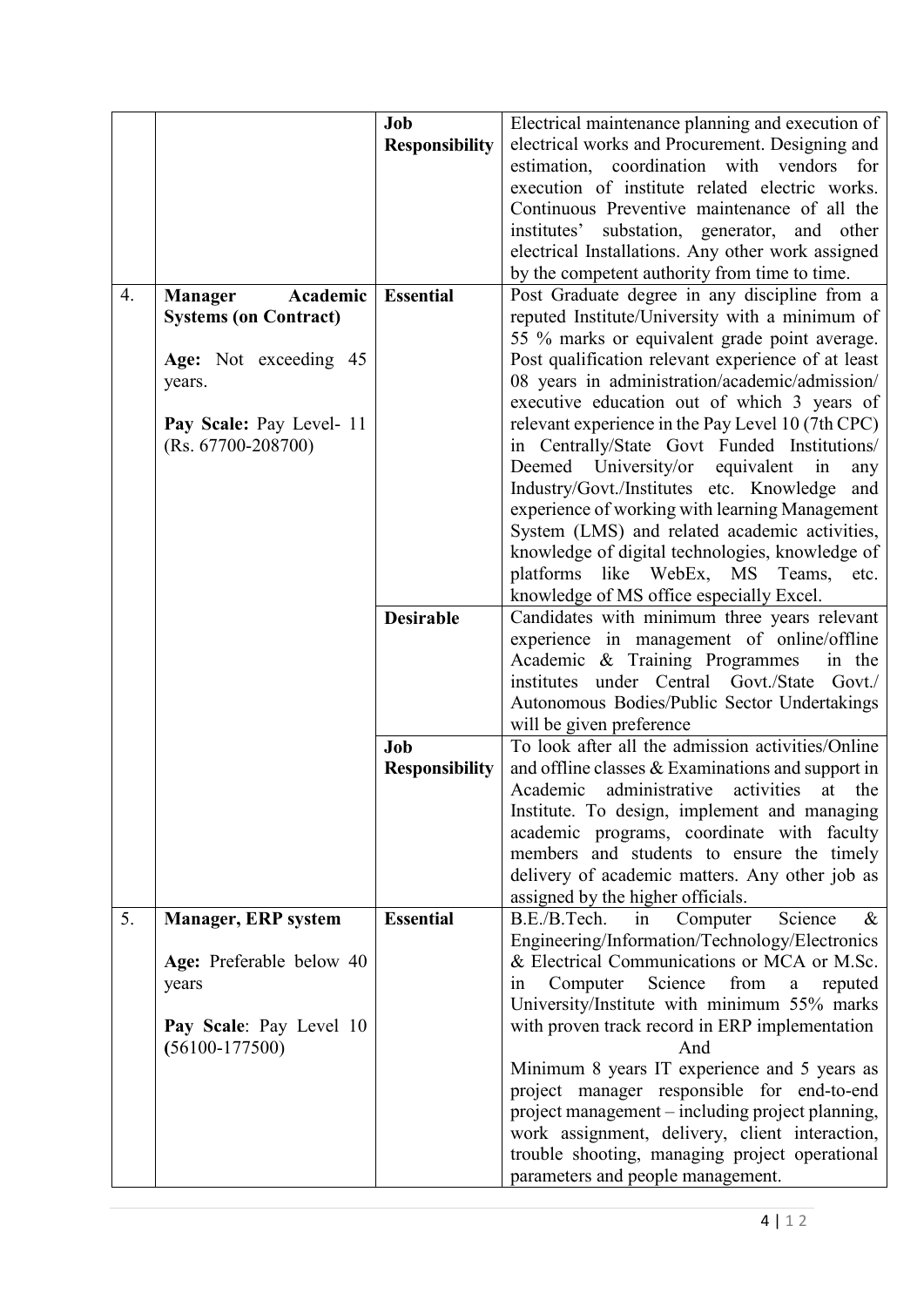| | | | |
|---|---|---|---|
| | | **Job Responsibility** | Electrical maintenance planning and execution of electrical works and Procurement. Designing and estimation, coordination with vendors for execution of institute related electric works. Continuous Preventive maintenance of all the institutes' substation, generator, and other electrical Installations. Any other work assigned by the competent authority from time to time. |
| 4. | **Manager Academic Systems (on Contract)**<br><br>**Age:** Not exceeding 45 years.<br><br>**Pay Scale:** Pay Level- 11 (Rs. 67700-208700) | **Essential** | Post Graduate degree in any discipline from a reputed Institute/University with a minimum of 55 % marks or equivalent grade point average. Post qualification relevant experience of at least 08 years in administration/academic/admission/ executive education out of which 3 years of relevant experience in the Pay Level 10 (7th CPC) in Centrally/State Govt Funded Institutions/ Deemed University/or equivalent in any Industry/Govt./Institutes etc. Knowledge and experience of working with learning Management System (LMS) and related academic activities, knowledge of digital technologies, knowledge of platforms like WebEx, MS Teams, etc. knowledge of MS office especially Excel. |
| | | **Desirable** | Candidates with minimum three years relevant experience in management of online/offline Academic & Training Programmes in the institutes under Central Govt./State Govt./ Autonomous Bodies/Public Sector Undertakings will be given preference |
| | | **Job Responsibility** | To look after all the admission activities/Online and offline classes & Examinations and support in Academic administrative activities at the Institute. To design, implement and managing academic programs, coordinate with faculty members and students to ensure the timely delivery of academic matters. Any other job as assigned by the higher officials. |
| 5. | **Manager, ERP system**<br><br>**Age:** Preferable below 40 years<br><br>**Pay Scale**: Pay Level 10 **(**56100-177500) | **Essential** | B.E./B.Tech. in Computer Science & Engineering/Information/Technology/Electronics & Electrical Communications or MCA or M.Sc. in Computer Science from a reputed University/Institute with minimum 55% marks with proven track record in ERP implementation<br>And<br>Minimum 8 years IT experience and 5 years as project manager responsible for end-to-end project management – including project planning, work assignment, delivery, client interaction, trouble shooting, managing project operational parameters and people management. |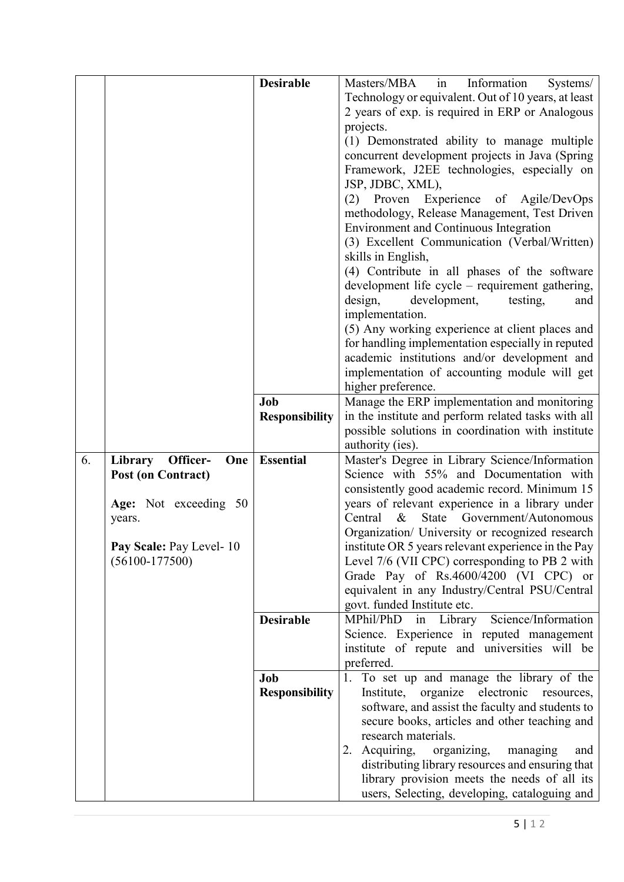| | | | |
|---|---|---|---|
| | | **Desirable** | Masters/MBA in Information Systems/ Technology or equivalent. Out of 10 years, at least 2 years of exp. is required in ERP or Analogous projects.<br>(1) Demonstrated ability to manage multiple concurrent development projects in Java (Spring Framework, J2EE technologies, especially on JSP, JDBC, XML),<br>(2) Proven Experience of Agile/DevOps methodology, Release Management, Test Driven Environment and Continuous Integration<br>(3) Excellent Communication (Verbal/Written) skills in English,<br>(4) Contribute in all phases of the software development life cycle – requirement gathering, design, development, testing, and implementation.<br>(5) Any working experience at client places and for handling implementation especially in reputed academic institutions and/or development and implementation of accounting module will get higher preference. |
| | | **Job Responsibility** | Manage the ERP implementation and monitoring in the institute and perform related tasks with all possible solutions in coordination with institute authority (ies). |
| 6. | **Library Officer- One Post (on Contract)**<br><br>**Age:** Not exceeding 50 years.<br><br>**Pay Scale:** Pay Level- 10 (56100-177500) | **Essential** | Master's Degree in Library Science/Information Science with 55% and Documentation with consistently good academic record. Minimum 15 years of relevant experience in a library under Central & State Government/Autonomous Organization/ University or recognized research institute OR 5 years relevant experience in the Pay Level 7/6 (VII CPC) corresponding to PB 2 with Grade Pay of Rs.4600/4200 (VI CPC) or equivalent in any Industry/Central PSU/Central govt. funded Institute etc. |
| | | **Desirable** | MPhil/PhD in Library Science/Information Science. Experience in reputed management institute of repute and universities will be preferred. |
| | | **Job Responsibility** | 1. To set up and manage the library of the Institute, organize electronic resources, software, and assist the faculty and students to secure books, articles and other teaching and research materials.<br>2. Acquiring, organizing, managing and distributing library resources and ensuring that library provision meets the needs of all its users, Selecting, developing, cataloguing and |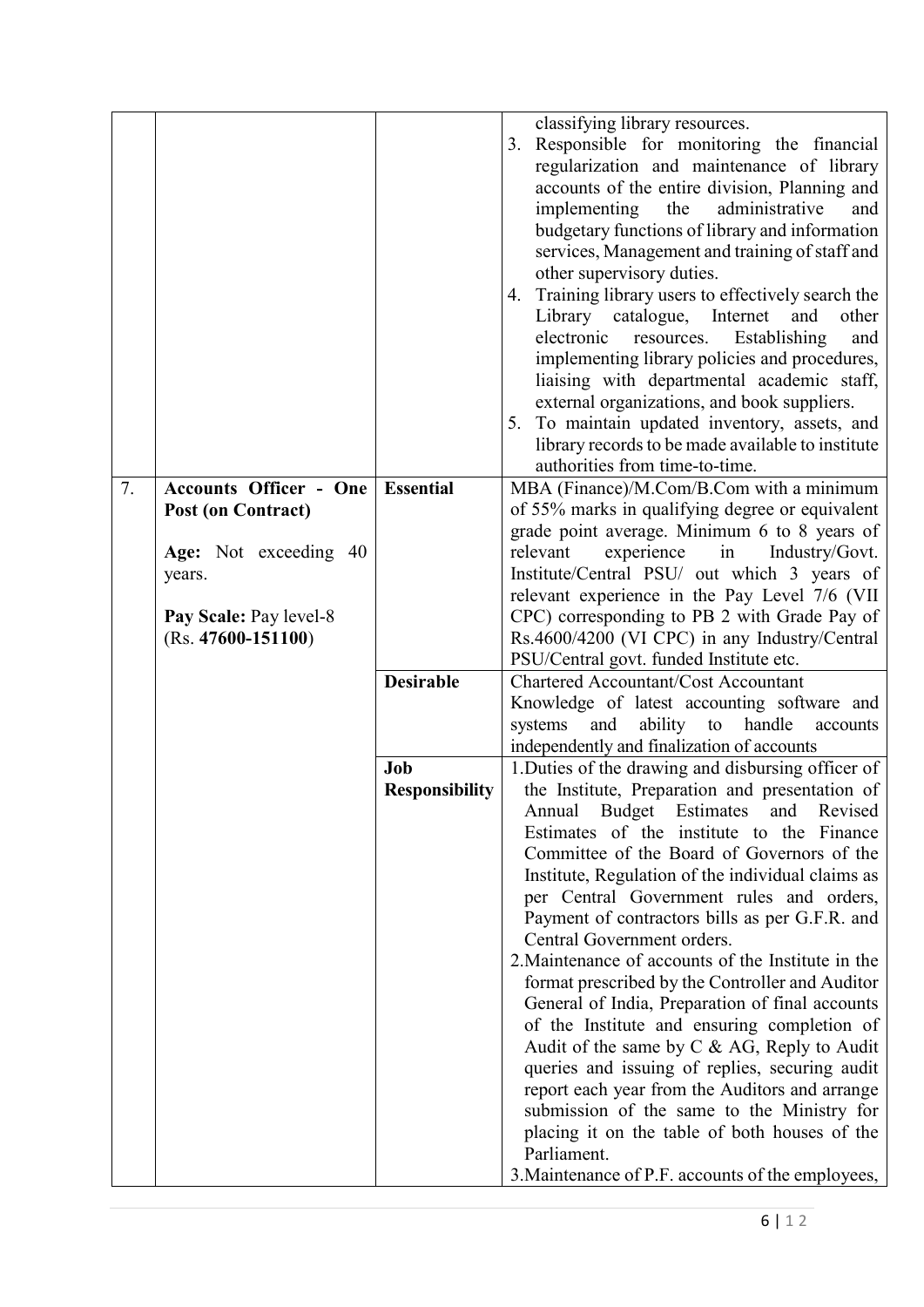|  |  |  |  |
|---|---|---|---|
|  |  |  | classifying library resources.<br>3. Responsible for monitoring the financial regularization and maintenance of library accounts of the entire division, Planning and implementing the administrative and budgetary functions of library and information services, Management and training of staff and other supervisory duties.<br>4. Training library users to effectively search the Library catalogue, Internet and other electronic resources. Establishing and implementing library policies and procedures, liaising with departmental academic staff, external organizations, and book suppliers.<br>5. To maintain updated inventory, assets, and library records to be made available to institute authorities from time-to-time. |
| 7. | **Accounts Officer - One Post (on Contract)**<br><br>**Age:** Not exceeding 40 years.<br><br>**Pay Scale:** Pay level-8 (Rs. **47600-151100**) | **Essential** | MBA (Finance)/M.Com/B.Com with a minimum of 55% marks in qualifying degree or equivalent grade point average. Minimum 6 to 8 years of relevant experience in Industry/Govt. Institute/Central PSU/ out which 3 years of relevant experience in the Pay Level 7/6 (VII CPC) corresponding to PB 2 with Grade Pay of Rs.4600/4200 (VI CPC) in any Industry/Central PSU/Central govt. funded Institute etc. |
|  |  | **Desirable** | Chartered Accountant/Cost Accountant<br>Knowledge of latest accounting software and systems and ability to handle accounts independently and finalization of accounts |
|  |  | **Job Responsibility** | 1.Duties of the drawing and disbursing officer of the Institute, Preparation and presentation of Annual Budget Estimates and Revised Estimates of the institute to the Finance Committee of the Board of Governors of the Institute, Regulation of the individual claims as per Central Government rules and orders, Payment of contractors bills as per G.F.R. and Central Government orders.<br>2.Maintenance of accounts of the Institute in the format prescribed by the Controller and Auditor General of India, Preparation of final accounts of the Institute and ensuring completion of Audit of the same by C & AG, Reply to Audit queries and issuing of replies, securing audit report each year from the Auditors and arrange submission of the same to the Ministry for placing it on the table of both houses of the Parliament.<br>3.Maintenance of P.F. accounts of the employees, |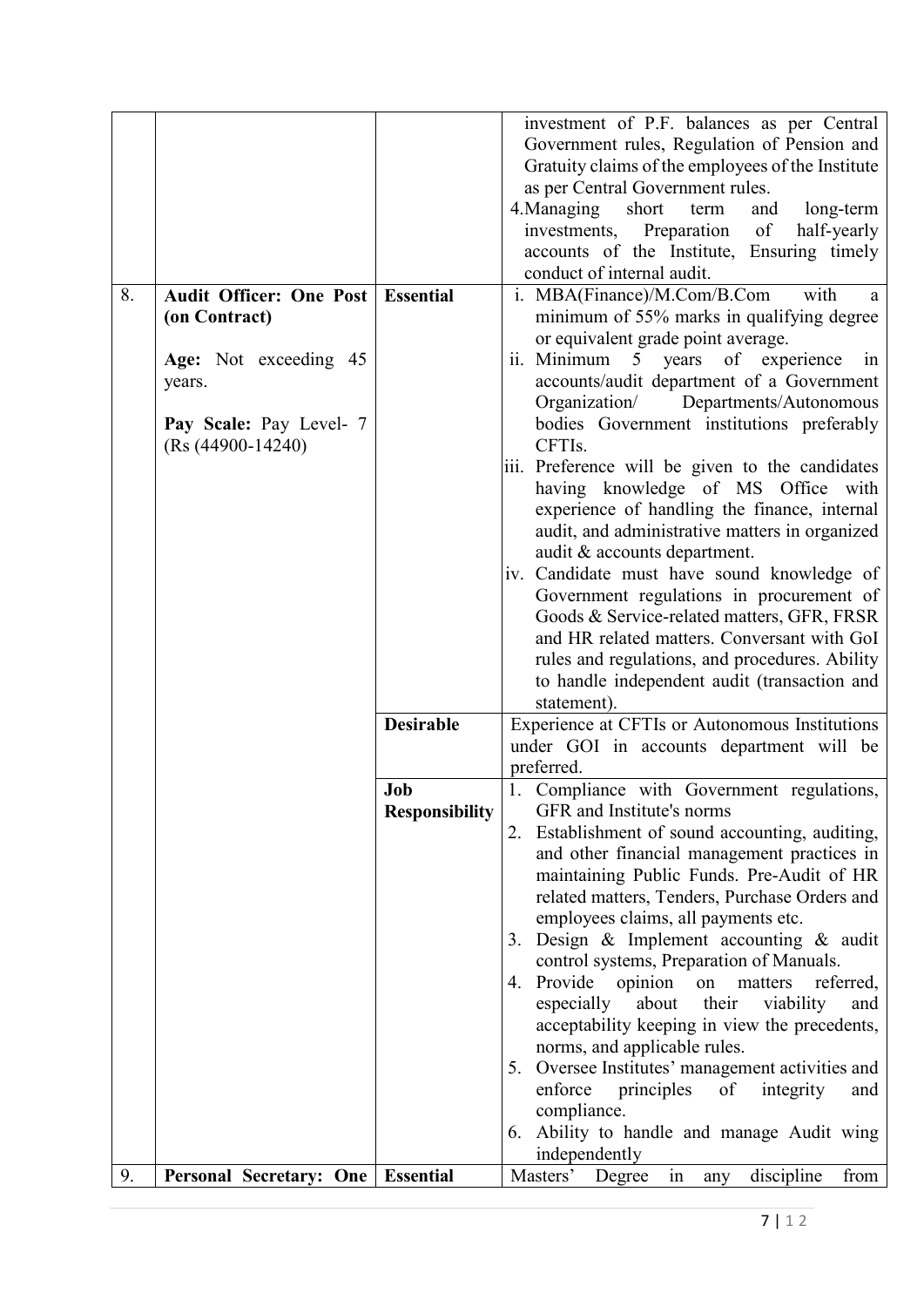| | | | |
|---|---|---|---|
| | | | investment of P.F. balances as per Central Government rules, Regulation of Pension and Gratuity claims of the employees of the Institute as per Central Government rules.<br>4. Managing short term and long-term investments, Preparation of half-yearly accounts of the Institute, Ensuring timely conduct of internal audit. |
| 8. | **Audit Officer: One Post (on Contract)**<br><br>**Age:** Not exceeding 45 years.<br><br>**Pay Scale:** Pay Level- 7 (Rs (44900-14240) | **Essential** | i. MBA(Finance)/M.Com/B.Com with a minimum of 55% marks in qualifying degree or equivalent grade point average.<br>ii. Minimum 5 years of experience in accounts/audit department of a Government Organization/ Departments/Autonomous bodies Government institutions preferably CFTIs.<br>iii. Preference will be given to the candidates having knowledge of MS Office with experience of handling the finance, internal audit, and administrative matters in organized audit & accounts department.<br>iv. Candidate must have sound knowledge of Government regulations in procurement of Goods & Service-related matters, GFR, FRSR and HR related matters. Conversant with GoI rules and regulations, and procedures. Ability to handle independent audit (transaction and statement). |
| | | **Desirable** | Experience at CFTIs or Autonomous Institutions under GOI in accounts department will be preferred. |
| | | **Job Responsibility** | 1. Compliance with Government regulations, GFR and Institute's norms<br>2. Establishment of sound accounting, auditing, and other financial management practices in maintaining Public Funds. Pre-Audit of HR related matters, Tenders, Purchase Orders and employees claims, all payments etc.<br>3. Design & Implement accounting & audit control systems, Preparation of Manuals.<br>4. Provide opinion on matters referred, especially about their viability and acceptability keeping in view the precedents, norms, and applicable rules.<br>5. Oversee Institutes' management activities and enforce principles of integrity and compliance.<br>6. Ability to handle and manage Audit wing independently |
| 9. | **Personal Secretary: One** | **Essential** | Masters' Degree in any discipline from |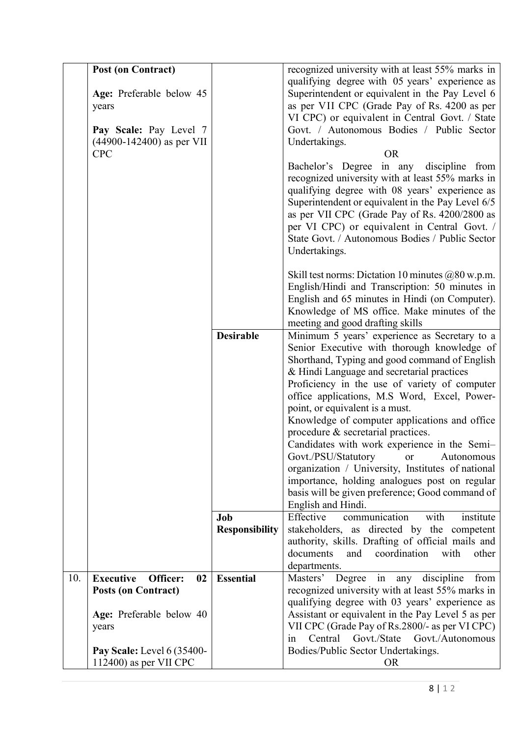| | | | |
|---|---|---|---|
| | **Post (on Contract)**<br><br>**Age:** Preferable below 45 years<br><br>**Pay Scale:** Pay Level 7 (44900-142400) as per VII CPC | | recognized university with at least 55% marks in qualifying degree with 05 years' experience as Superintendent or equivalent in the Pay Level 6 as per VII CPC (Grade Pay of Rs. 4200 as per VI CPC) or equivalent in Central Govt. / State Govt. / Autonomous Bodies / Public Sector Undertakings.<br>OR<br>Bachelor's Degree in any discipline from recognized university with at least 55% marks in qualifying degree with 08 years' experience as Superintendent or equivalent in the Pay Level 6/5 as per VII CPC (Grade Pay of Rs. 4200/2800 as per VI CPC) or equivalent in Central Govt. / State Govt. / Autonomous Bodies / Public Sector Undertakings.<br><br>Skill test norms: Dictation 10 minutes @80 w.p.m. English/Hindi and Transcription: 50 minutes in English and 65 minutes in Hindi (on Computer). Knowledge of MS office. Make minutes of the meeting and good drafting skills |
| | | **Desirable** | Minimum 5 years' experience as Secretary to a Senior Executive with thorough knowledge of Shorthand, Typing and good command of English & Hindi Language and secretarial practices<br>Proficiency in the use of variety of computer office applications, M.S Word, Excel, Power-point, or equivalent is a must.<br>Knowledge of computer applications and office procedure & secretarial practices.<br>Candidates with work experience in the Semi–Govt./PSU/Statutory or Autonomous organization / University, Institutes of national importance, holding analogues post on regular basis will be given preference; Good command of English and Hindi. |
| | | **Job Responsibility** | Effective communication with institute stakeholders, as directed by the competent authority, skills. Drafting of official mails and documents and coordination with other departments. |
| 10. | **Executive Officer: 02 Posts (on Contract)**<br><br>**Age:** Preferable below 40 years<br><br>**Pay Scale:** Level 6 (35400-112400) as per VII CPC | **Essential** | Masters' Degree in any discipline from recognized university with at least 55% marks in qualifying degree with 03 years' experience as Assistant or equivalent in the Pay Level 5 as per VII CPC (Grade Pay of Rs.2800/- as per VI CPC) in Central Govt./State Govt./Autonomous Bodies/Public Sector Undertakings.<br>OR |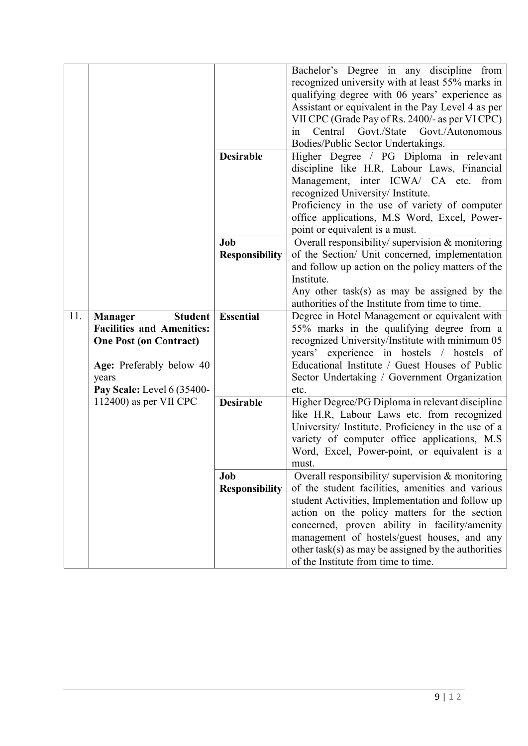| | | | |
|---|---|---|---|
| | | | Bachelor's Degree in any discipline from recognized university with at least 55% marks in qualifying degree with 06 years' experience as Assistant or equivalent in the Pay Level 4 as per VII CPC (Grade Pay of Rs. 2400/- as per VI CPC) in Central Govt./State Govt./Autonomous Bodies/Public Sector Undertakings. |
| | | **Desirable** | Higher Degree / PG Diploma in relevant discipline like H.R, Labour Laws, Financial Management, inter ICWA/ CA etc. from recognized University/ Institute.<br>Proficiency in the use of variety of computer office applications, M.S Word, Excel, Power-point or equivalent is a must. |
| | | **Job Responsibility** | Overall responsibility/ supervision & monitoring of the Section/ Unit concerned, implementation and follow up action on the policy matters of the Institute.<br>Any other task(s) as may be assigned by the authorities of the Institute from time to time. |
| 11. | **Manager Student Facilities and Amenities: One Post (on Contract)**<br><br>**Age:** Preferably below 40 years<br>**Pay Scale:** Level 6 (35400-112400) as per VII CPC | **Essential** | Degree in Hotel Management or equivalent with 55% marks in the qualifying degree from a recognized University/Institute with minimum 05 years' experience in hostels / hostels of Educational Institute / Guest Houses of Public Sector Undertaking / Government Organization etc. |
| | | **Desirable** | Higher Degree/PG Diploma in relevant discipline like H.R, Labour Laws etc. from recognized University/ Institute. Proficiency in the use of a variety of computer office applications, M.S Word, Excel, Power-point, or equivalent is a must. |
| | | **Job Responsibility** | Overall responsibility/ supervision & monitoring of the student facilities, amenities and various student Activities, Implementation and follow up action on the policy matters for the section concerned, proven ability in facility/amenity management of hostels/guest houses, and any other task(s) as may be assigned by the authorities of the Institute from time to time. |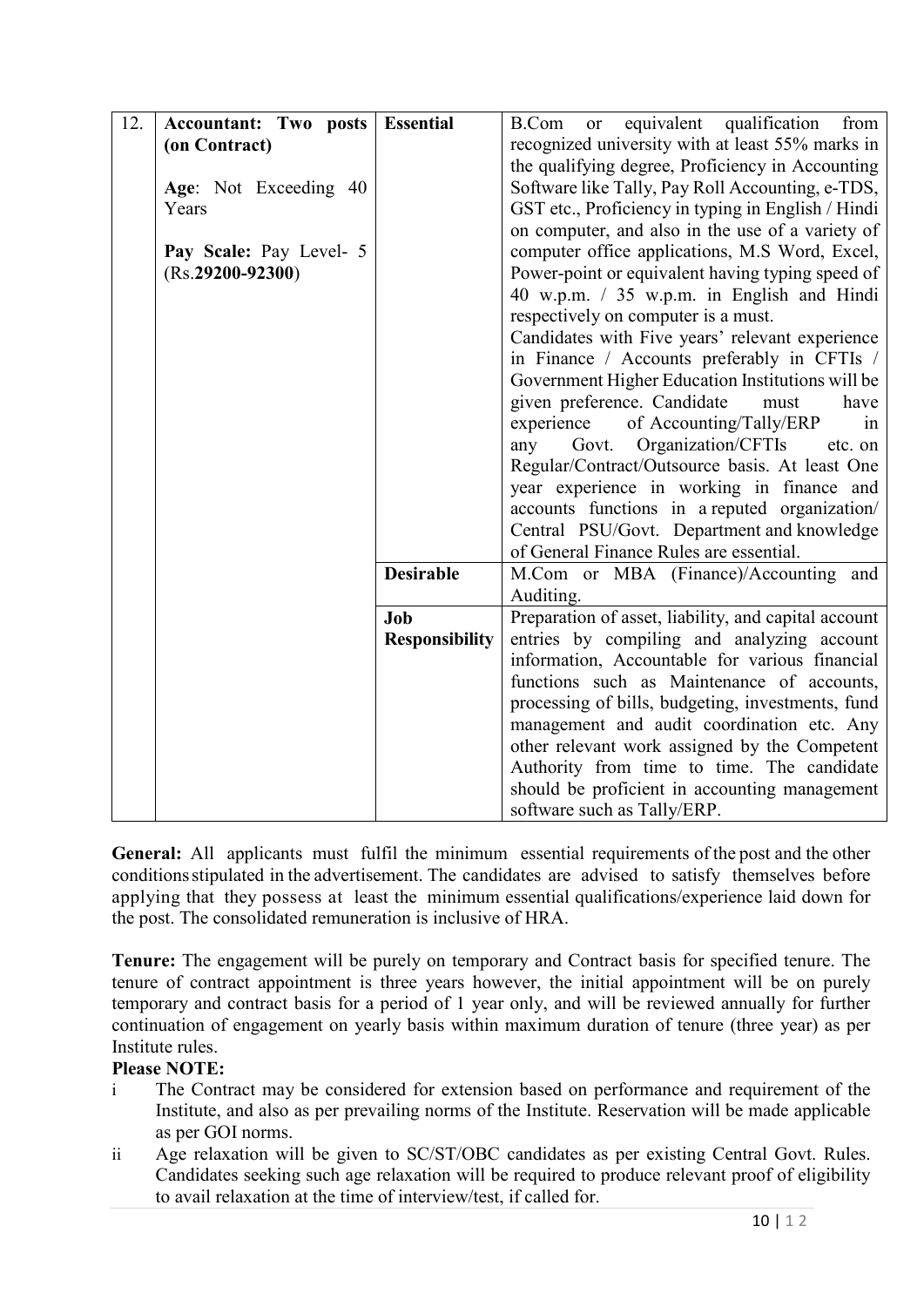| 12. | **Accountant: Two posts (on Contract)**<br><br>**Age**: Not Exceeding 40 Years<br><br>**Pay Scale:** Pay Level- 5 (Rs.**29200-92300**) | **Essential** | B.Com or equivalent qualification from recognized university with at least 55% marks in the qualifying degree, Proficiency in Accounting Software like Tally, Pay Roll Accounting, e-TDS, GST etc., Proficiency in typing in English / Hindi on computer, and also in the use of a variety of computer office applications, M.S Word, Excel, Power-point or equivalent having typing speed of 40 w.p.m. / 35 w.p.m. in English and Hindi respectively on computer is a must.<br>Candidates with Five years' relevant experience in Finance / Accounts preferably in CFTIs / Government Higher Education Institutions will be given preference. Candidate must have experience of Accounting/Tally/ERP in any Govt. Organization/CFTIs etc. on Regular/Contract/Outsource basis. At least One year experience in working in finance and accounts functions in a reputed organization/ Central PSU/Govt. Department and knowledge of General Finance Rules are essential. |
|---|---|---|---|
| | | **Desirable** | M.Com or MBA (Finance)/Accounting and Auditing. |
| | | **Job Responsibility** | Preparation of asset, liability, and capital account entries by compiling and analyzing account information, Accountable for various financial functions such as Maintenance of accounts, processing of bills, budgeting, investments, fund management and audit coordination etc. Any other relevant work assigned by the Competent Authority from time to time. The candidate should be proficient in accounting management software such as Tally/ERP. |

**General:** All applicants must fulfil the minimum essential requirements of the post and the other conditions stipulated in the advertisement. The candidates are advised to satisfy themselves before applying that they possess at least the minimum essential qualifications/experience laid down for the post. The consolidated remuneration is inclusive of HRA.

**Tenure:** The engagement will be purely on temporary and Contract basis for specified tenure. The tenure of contract appointment is three years however, the initial appointment will be on purely temporary and contract basis for a period of 1 year only, and will be reviewed annually for further continuation of engagement on yearly basis within maximum duration of tenure (three year) as per Institute rules.

**Please NOTE:**

i The Contract may be considered for extension based on performance and requirement of the Institute, and also as per prevailing norms of the Institute. Reservation will be made applicable as per GOI norms.

ii Age relaxation will be given to SC/ST/OBC candidates as per existing Central Govt. Rules. Candidates seeking such age relaxation will be required to produce relevant proof of eligibility to avail relaxation at the time of interview/test, if called for.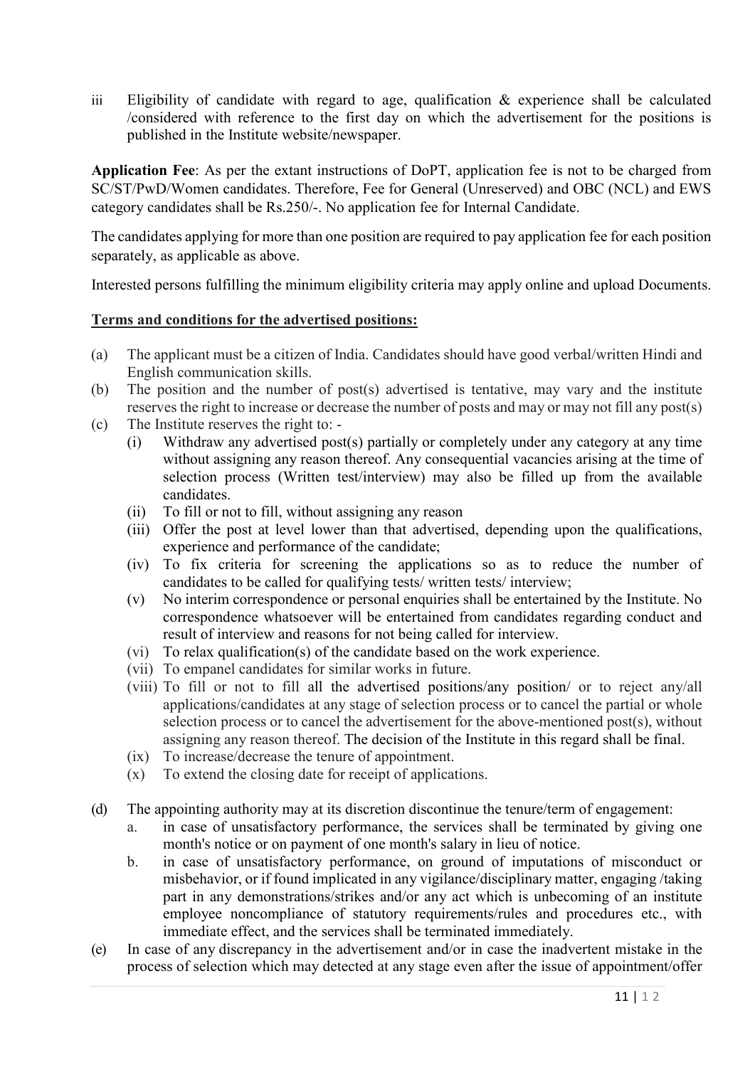iii Eligibility of candidate with regard to age, qualification & experience shall be calculated /considered with reference to the first day on which the advertisement for the positions is published in the Institute website/newspaper.

**Application Fee**: As per the extant instructions of DoPT, application fee is not to be charged from SC/ST/PwD/Women candidates. Therefore, Fee for General (Unreserved) and OBC (NCL) and EWS category candidates shall be Rs.250/-. No application fee for Internal Candidate.

The candidates applying for more than one position are required to pay application fee for each position separately, as applicable as above.

Interested persons fulfilling the minimum eligibility criteria may apply online and upload Documents.

**Terms and conditions for the advertised positions:**

(a) The applicant must be a citizen of India. Candidates should have good verbal/written Hindi and English communication skills.

(b) The position and the number of post(s) advertised is tentative, may vary and the institute reserves the right to increase or decrease the number of posts and may or may not fill any post(s)

(c) The Institute reserves the right to: -

- (i) Withdraw any advertised post(s) partially or completely under any category at any time without assigning any reason thereof. Any consequential vacancies arising at the time of selection process (Written test/interview) may also be filled up from the available candidates.
- (ii) To fill or not to fill, without assigning any reason
- (iii) Offer the post at level lower than that advertised, depending upon the qualifications, experience and performance of the candidate;
- (iv) To fix criteria for screening the applications so as to reduce the number of candidates to be called for qualifying tests/ written tests/ interview;
- (v) No interim correspondence or personal enquiries shall be entertained by the Institute. No correspondence whatsoever will be entertained from candidates regarding conduct and result of interview and reasons for not being called for interview.
- (vi) To relax qualification(s) of the candidate based on the work experience.
- (vii) To empanel candidates for similar works in future.
- (viii) To fill or not to fill all the advertised positions/any position/ or to reject any/all applications/candidates at any stage of selection process or to cancel the partial or whole selection process or to cancel the advertisement for the above-mentioned post(s), without assigning any reason thereof. The decision of the Institute in this regard shall be final.
- (ix) To increase/decrease the tenure of appointment.
- (x) To extend the closing date for receipt of applications.

(d) The appointing authority may at its discretion discontinue the tenure/term of engagement:

- a. in case of unsatisfactory performance, the services shall be terminated by giving one month's notice or on payment of one month's salary in lieu of notice.
- b. in case of unsatisfactory performance, on ground of imputations of misconduct or misbehavior, or if found implicated in any vigilance/disciplinary matter, engaging /taking part in any demonstrations/strikes and/or any act which is unbecoming of an institute employee noncompliance of statutory requirements/rules and procedures etc., with immediate effect, and the services shall be terminated immediately.

(e) In case of any discrepancy in the advertisement and/or in case the inadvertent mistake in the process of selection which may detected at any stage even after the issue of appointment/offer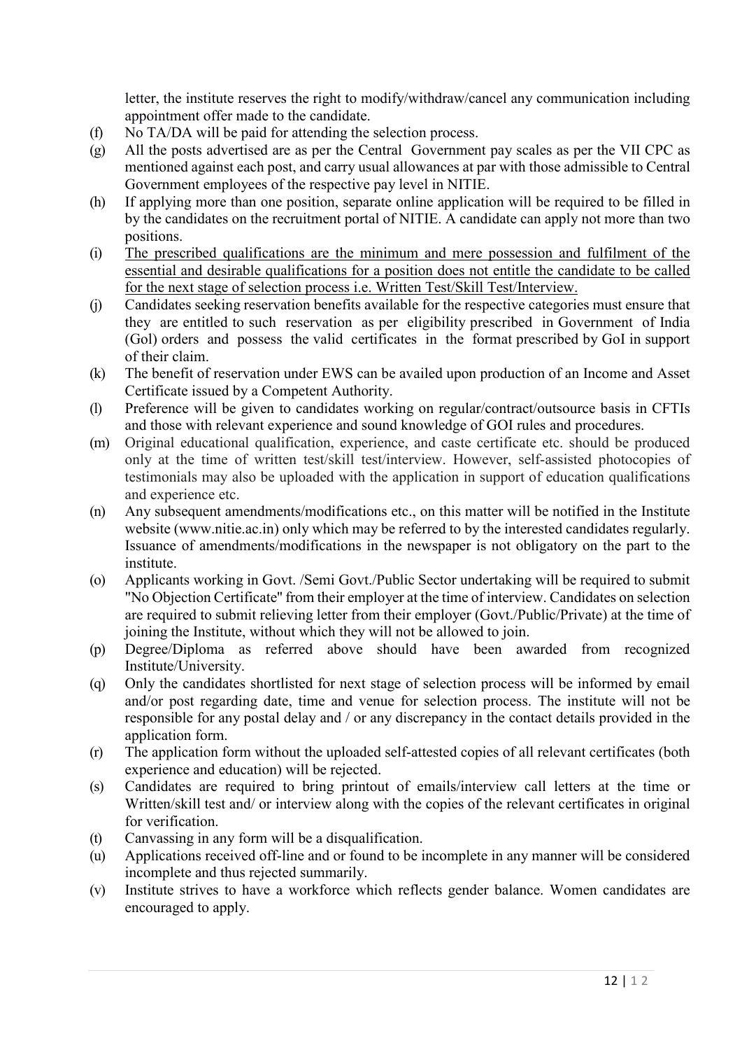letter, the institute reserves the right to modify/withdraw/cancel any communication including appointment offer made to the candidate.

(f) No TA/DA will be paid for attending the selection process.

(g) All the posts advertised are as per the Central Government pay scales as per the VII CPC as mentioned against each post, and carry usual allowances at par with those admissible to Central Government employees of the respective pay level in NITIE.

(h) If applying more than one position, separate online application will be required to be filled in by the candidates on the recruitment portal of NITIE. A candidate can apply not more than two positions.

(i) <u>The prescribed qualifications are the minimum and mere possession and fulfilment of the essential and desirable qualifications for a position does not entitle the candidate to be called for the next stage of selection process i.e. Written Test/Skill Test/Interview.</u>

(j) Candidates seeking reservation benefits available for the respective categories must ensure that they are entitled to such reservation as per eligibility prescribed in Government of India (GoI) orders and possess the valid certificates in the format prescribed by GoI in support of their claim.

(k) The benefit of reservation under EWS can be availed upon production of an Income and Asset Certificate issued by a Competent Authority.

(l) Preference will be given to candidates working on regular/contract/outsource basis in CFTIs and those with relevant experience and sound knowledge of GOI rules and procedures.

(m) Original educational qualification, experience, and caste certificate etc. should be produced only at the time of written test/skill test/interview. However, self-assisted photocopies of testimonials may also be uploaded with the application in support of education qualifications and experience etc.

(n) Any subsequent amendments/modifications etc., on this matter will be notified in the Institute website (www.nitie.ac.in) only which may be referred to by the interested candidates regularly. Issuance of amendments/modifications in the newspaper is not obligatory on the part to the institute.

(o) Applicants working in Govt. /Semi Govt./Public Sector undertaking will be required to submit "No Objection Certificate" from their employer at the time of interview. Candidates on selection are required to submit relieving letter from their employer (Govt./Public/Private) at the time of joining the Institute, without which they will not be allowed to join.

(p) Degree/Diploma as referred above should have been awarded from recognized Institute/University.

(q) Only the candidates shortlisted for next stage of selection process will be informed by email and/or post regarding date, time and venue for selection process. The institute will not be responsible for any postal delay and / or any discrepancy in the contact details provided in the application form.

(r) The application form without the uploaded self-attested copies of all relevant certificates (both experience and education) will be rejected.

(s) Candidates are required to bring printout of emails/interview call letters at the time or Written/skill test and/ or interview along with the copies of the relevant certificates in original for verification.

(t) Canvassing in any form will be a disqualification.

(u) Applications received off-line and or found to be incomplete in any manner will be considered incomplete and thus rejected summarily.

(v) Institute strives to have a workforce which reflects gender balance. Women candidates are encouraged to apply.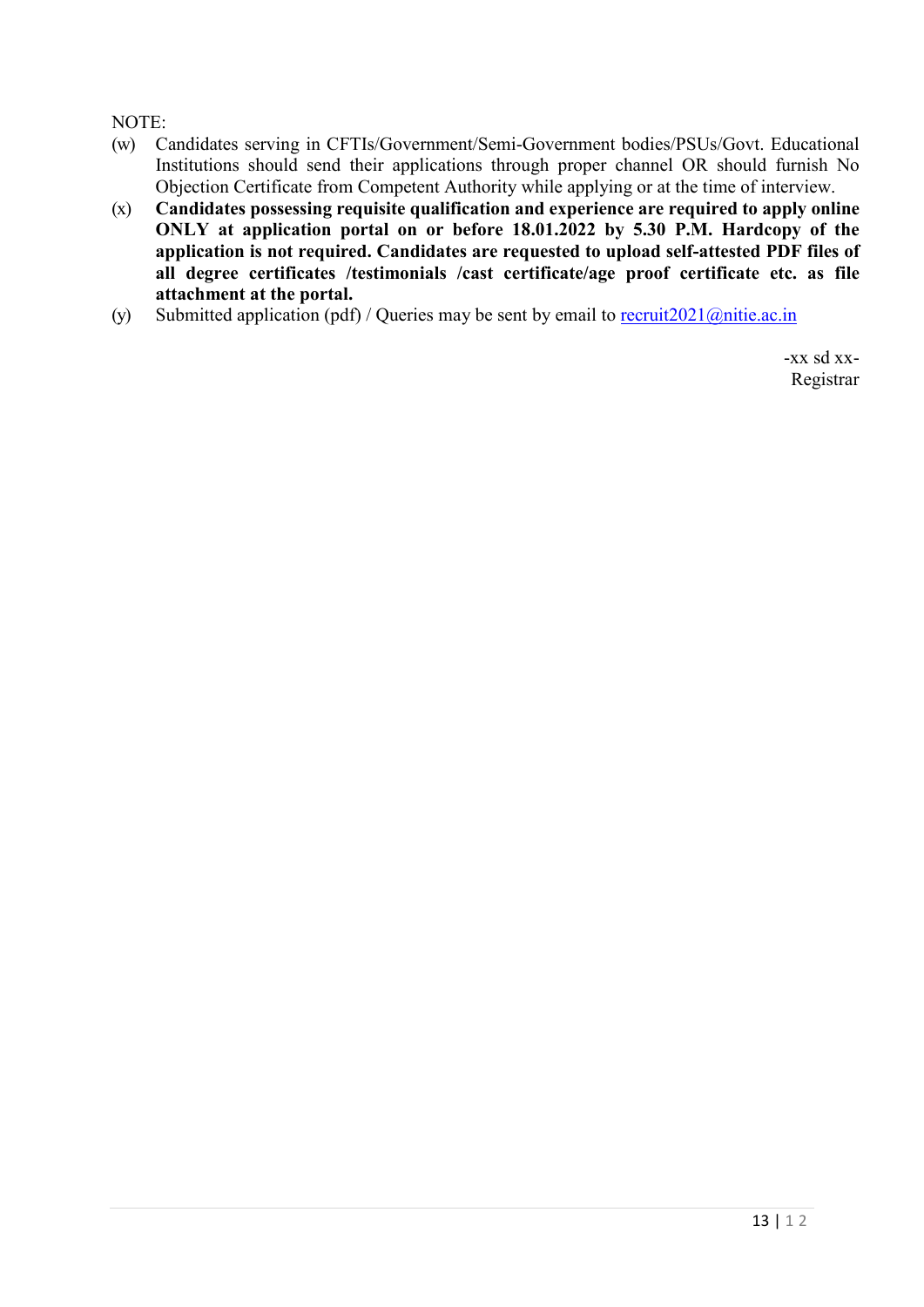NOTE:

(w) Candidates serving in CFTIs/Government/Semi-Government bodies/PSUs/Govt. Educational Institutions should send their applications through proper channel OR should furnish No Objection Certificate from Competent Authority while applying or at the time of interview.

(x) **Candidates possessing requisite qualification and experience are required to apply online ONLY at application portal on or before 18.01.2022 by 5.30 P.M. Hardcopy of the application is not required. Candidates are requested to upload self-attested PDF files of all degree certificates /testimonials /cast certificate/age proof certificate etc. as file attachment at the portal.**

(y) Submitted application (pdf) / Queries may be sent by email to recruit2021@nitie.ac.in

-xx sd xx-
Registrar